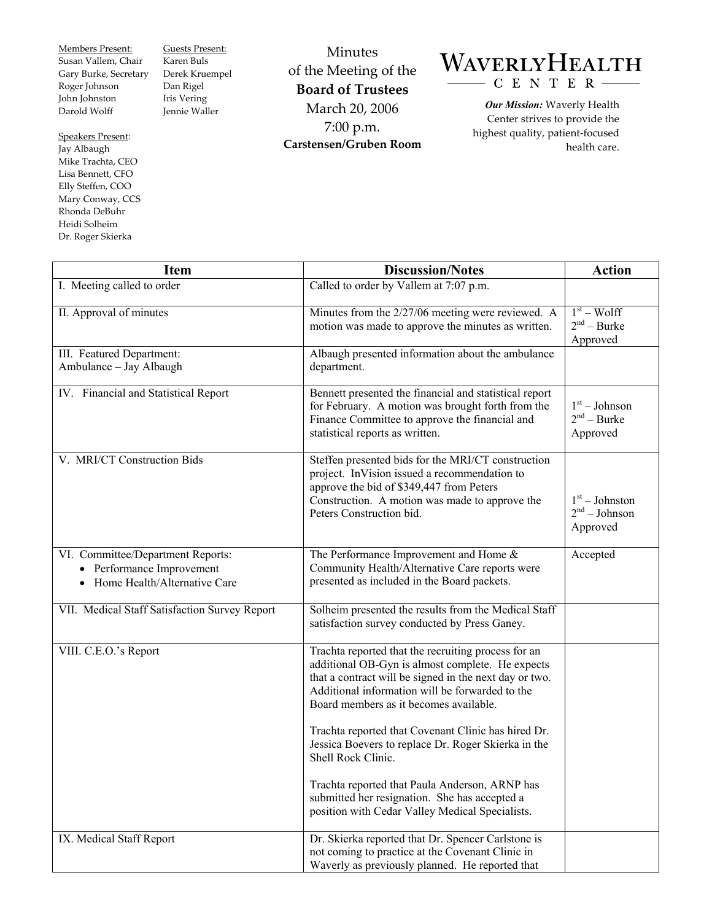Members Present:
Susan Vallem, Chair
Gary Burke, Secretary
Roger Johnson
John Johnston
Darold Wolff

Guests Present:
Karen Buls
Derek Kruempel
Dan Rigel
Iris Vering
Jennie Waller

Speakers Present:
Jay Albaugh
Mike Trachta, CEO
Lisa Bennett, CFO
Elly Steffen, COO
Mary Conway, CCS
Rhonda DeBuhr
Heidi Solheim
Dr. Roger Skierka

# Minutes of the Meeting of the **Board of Trustees**

March 20, 2006
7:00 p.m.
**Carstensen/Gruben Room**

# WAVERLY HEALTH CENTER

***Our Mission:*** Waverly Health Center strives to provide the highest quality, patient-focused health care.

| Item | Discussion/Notes | Action |
|---|---|---|
| I. Meeting called to order | Called to order by Vallem at 7:07 p.m. | |
| II. Approval of minutes | Minutes from the 2/27/06 meeting were reviewed. A motion was made to approve the minutes as written. | 1st – Wolff<br>2nd – Burke<br>Approved |
| III. Featured Department:<br>Ambulance – Jay Albaugh | Albaugh presented information about the ambulance department. | |
| IV. Financial and Statistical Report | Bennett presented the financial and statistical report for February. A motion was brought forth from the Finance Committee to approve the financial and statistical reports as written. | 1st – Johnson<br>2nd – Burke<br>Approved |
| V. MRI/CT Construction Bids | Steffen presented bids for the MRI/CT construction project. InVision issued a recommendation to approve the bid of $349,447 from Peters Construction. A motion was made to approve the Peters Construction bid. | 1st – Johnston<br>2nd – Johnson<br>Approved |
| VI. Committee/Department Reports:<br>• Performance Improvement<br>• Home Health/Alternative Care | The Performance Improvement and Home & Community Health/Alternative Care reports were presented as included in the Board packets. | Accepted |
| VII. Medical Staff Satisfaction Survey Report | Solheim presented the results from the Medical Staff satisfaction survey conducted by Press Ganey. | |
| VIII. C.E.O.'s Report | Trachta reported that the recruiting process for an additional OB-Gyn is almost complete. He expects that a contract will be signed in the next day or two. Additional information will be forwarded to the Board members as it becomes available.<br><br>Trachta reported that Covenant Clinic has hired Dr. Jessica Boevers to replace Dr. Roger Skierka in the Shell Rock Clinic.<br><br>Trachta reported that Paula Anderson, ARNP has submitted her resignation. She has accepted a position with Cedar Valley Medical Specialists. | |
| IX. Medical Staff Report | Dr. Skierka reported that Dr. Spencer Carlstone is not coming to practice at the Covenant Clinic in Waverly as previously planned. He reported that | |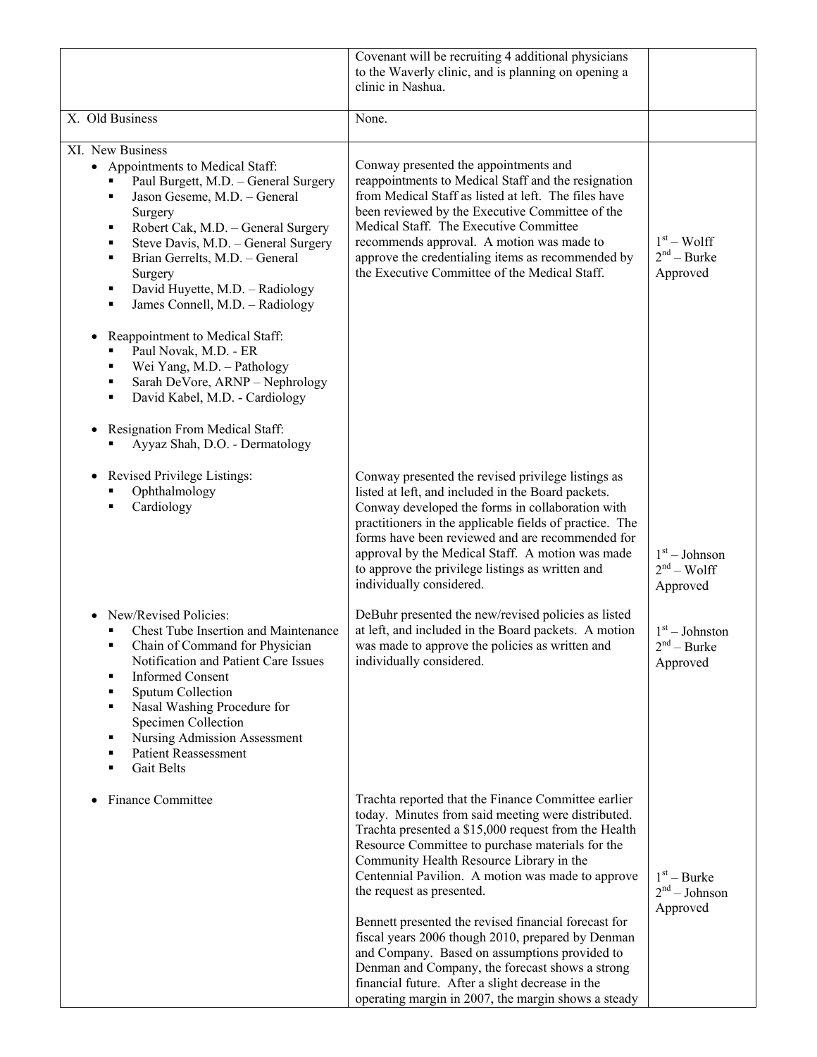| | | |
|---|---|---|
| | Covenant will be recruiting 4 additional physicians to the Waverly clinic, and is planning on opening a clinic in Nashua. | |
| X. Old Business | None. | |
| XI. New Business<br>• Appointments to Medical Staff:<br>▪ Paul Burgett, M.D. – General Surgery<br>▪ Jason Geseme, M.D. – General Surgery<br>▪ Robert Cak, M.D. – General Surgery<br>▪ Steve Davis, M.D. – General Surgery<br>▪ Brian Gerrelts, M.D. – General Surgery<br>▪ David Huyette, M.D. – Radiology<br>▪ James Connell, M.D. – Radiology<br><br>• Reappointment to Medical Staff:<br>▪ Paul Novak, M.D. - ER<br>▪ Wei Yang, M.D. – Pathology<br>▪ Sarah DeVore, ARNP – Nephrology<br>▪ David Kabel, M.D. - Cardiology<br><br>• Resignation From Medical Staff:<br>▪ Ayyaz Shah, D.O. - Dermatology | Conway presented the appointments and reappointments to Medical Staff and the resignation from Medical Staff as listed at left. The files have been reviewed by the Executive Committee of the Medical Staff. The Executive Committee recommends approval. A motion was made to approve the credentialing items as recommended by the Executive Committee of the Medical Staff. | 1st – Wolff<br>2nd – Burke<br>Approved |
| • Revised Privilege Listings:<br>▪ Ophthalmology<br>▪ Cardiology | Conway presented the revised privilege listings as listed at left, and included in the Board packets. Conway developed the forms in collaboration with practitioners in the applicable fields of practice. The forms have been reviewed and are recommended for approval by the Medical Staff. A motion was made to approve the privilege listings as written and individually considered. | 1st – Johnson<br>2nd – Wolff<br>Approved |
| • New/Revised Policies:<br>▪ Chest Tube Insertion and Maintenance<br>▪ Chain of Command for Physician Notification and Patient Care Issues<br>▪ Informed Consent<br>▪ Sputum Collection<br>▪ Nasal Washing Procedure for Specimen Collection<br>▪ Nursing Admission Assessment<br>▪ Patient Reassessment<br>▪ Gait Belts | DeBuhr presented the new/revised policies as listed at left, and included in the Board packets. A motion was made to approve the policies as written and individually considered. | 1st – Johnston<br>2nd – Burke<br>Approved |
| • Finance Committee | Trachta reported that the Finance Committee earlier today. Minutes from said meeting were distributed. Trachta presented a $15,000 request from the Health Resource Committee to purchase materials for the Community Health Resource Library in the Centennial Pavilion. A motion was made to approve the request as presented.<br><br>Bennett presented the revised financial forecast for fiscal years 2006 though 2010, prepared by Denman and Company. Based on assumptions provided to Denman and Company, the forecast shows a strong financial future. After a slight decrease in the operating margin in 2007, the margin shows a steady | 1st – Burke<br>2nd – Johnson<br>Approved |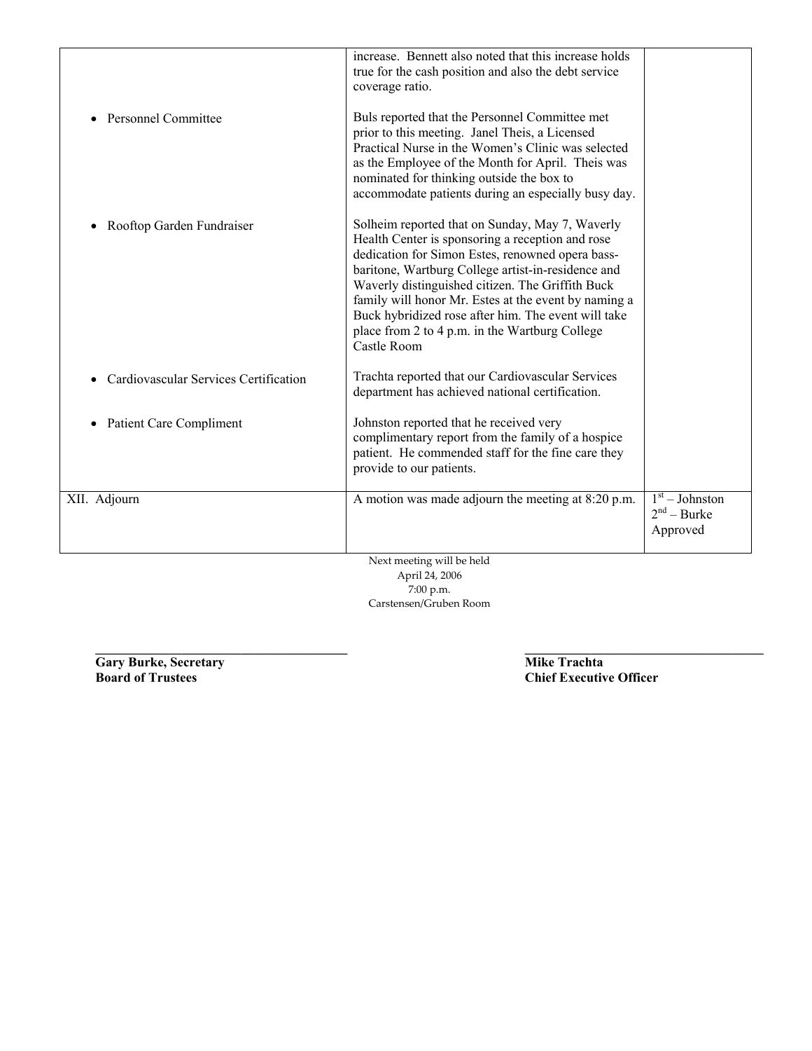| | | |
|---|---|---|
| | increase. Bennett also noted that this increase holds true for the cash position and also the debt service coverage ratio. | |
| • Personnel Committee | Buls reported that the Personnel Committee met prior to this meeting. Janel Theis, a Licensed Practical Nurse in the Women's Clinic was selected as the Employee of the Month for April. Theis was nominated for thinking outside the box to accommodate patients during an especially busy day. | |
| • Rooftop Garden Fundraiser | Solheim reported that on Sunday, May 7, Waverly Health Center is sponsoring a reception and rose dedication for Simon Estes, renowned opera bass-baritone, Wartburg College artist-in-residence and Waverly distinguished citizen. The Griffith Buck family will honor Mr. Estes at the event by naming a Buck hybridized rose after him. The event will take place from 2 to 4 p.m. in the Wartburg College Castle Room | |
| • Cardiovascular Services Certification | Trachta reported that our Cardiovascular Services department has achieved national certification. | |
| • Patient Care Compliment | Johnston reported that he received very complimentary report from the family of a hospice patient. He commended staff for the fine care they provide to our patients. | |
| XII. Adjourn | A motion was made adjourn the meeting at 8:20 p.m. | 1st – Johnston<br>2nd – Burke<br>Approved |

Next meeting will be held
April 24, 2006
7:00 p.m.
Carstensen/Gruben Room

**Gary Burke, Secretary**
**Board of Trustees**

**Mike Trachta**
**Chief Executive Officer**